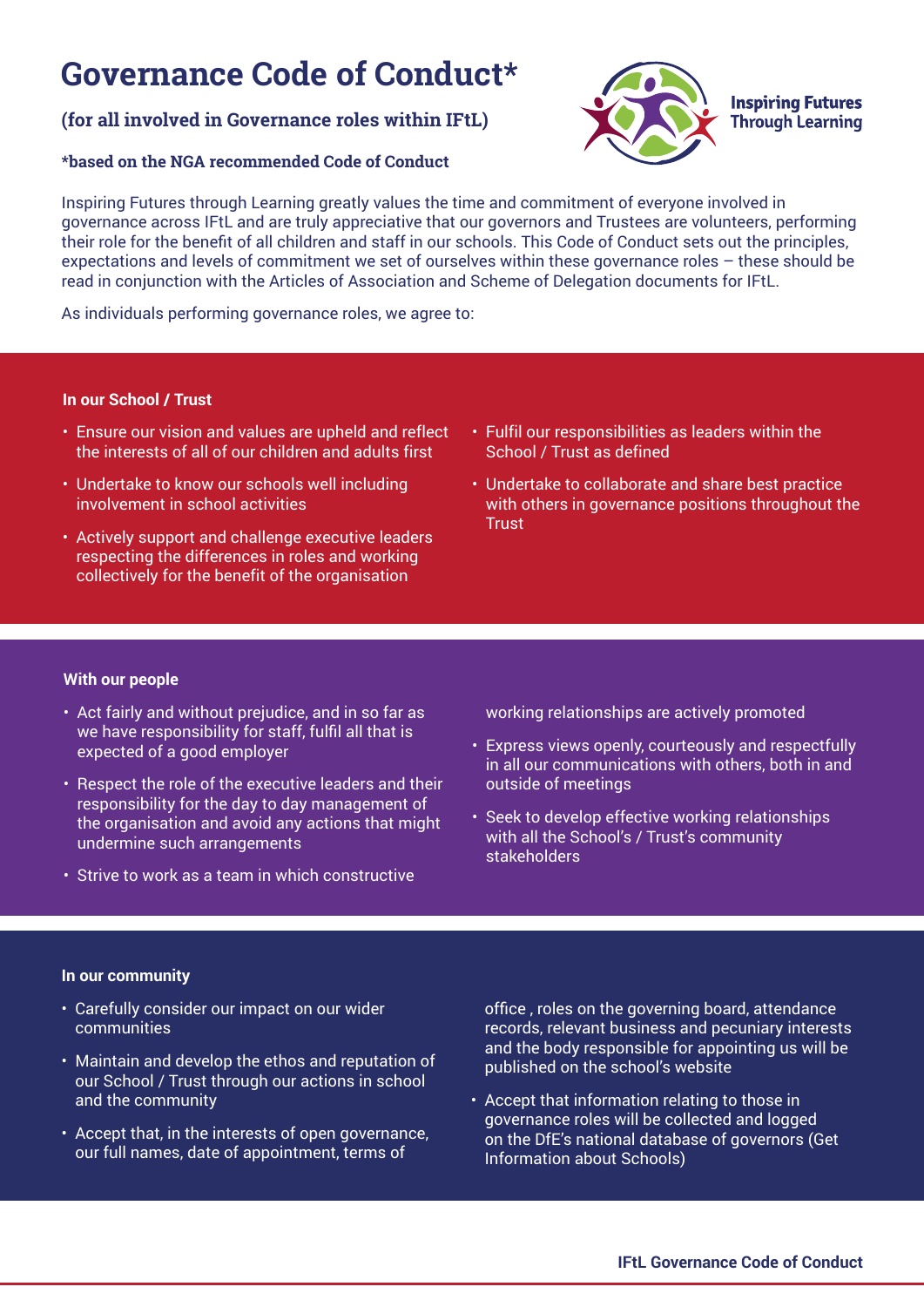# Governance Code of Conduct*

### (for all involved in Governance roles within IFtL)

**\*based on the NGA recommended Code of Conduct**

Inspiring Futures Through Learning

Inspiring Futures through Learning greatly values the time and commitment of everyone involved in governance across IFtL and are truly appreciative that our governors and Trustees are volunteers, performing their role for the benefit of all children and staff in our schools. This Code of Conduct sets out the principles, expectations and levels of commitment we set of ourselves within these governance roles – these should be read in conjunction with the Articles of Association and Scheme of Delegation documents for IFtL.

As individuals performing governance roles, we agree to:

#### In our School / Trust

- Ensure our vision and values are upheld and reflect the interests of all of our children and adults first
- Undertake to know our schools well including involvement in school activities
- Actively support and challenge executive leaders respecting the differences in roles and working collectively for the benefit of the organisation
- Fulfil our responsibilities as leaders within the School / Trust as defined
- Undertake to collaborate and share best practice with others in governance positions throughout the Trust

#### With our people

- Act fairly and without prejudice, and in so far as we have responsibility for staff, fulfil all that is expected of a good employer
- Respect the role of the executive leaders and their responsibility for the day to day management of the organisation and avoid any actions that might undermine such arrangements
- Strive to work as a team in which constructive working relationships are actively promoted
- Express views openly, courteously and respectfully in all our communications with others, both in and outside of meetings
- Seek to develop effective working relationships with all the School's / Trust's community stakeholders

#### In our community

- Carefully consider our impact on our wider communities
- Maintain and develop the ethos and reputation of our School / Trust through our actions in school and the community
- Accept that, in the interests of open governance, our full names, date of appointment, terms of office , roles on the governing board, attendance records, relevant business and pecuniary interests and the body responsible for appointing us will be published on the school's website
- Accept that information relating to those in governance roles will be collected and logged on the DfE's national database of governors (Get Information about Schools)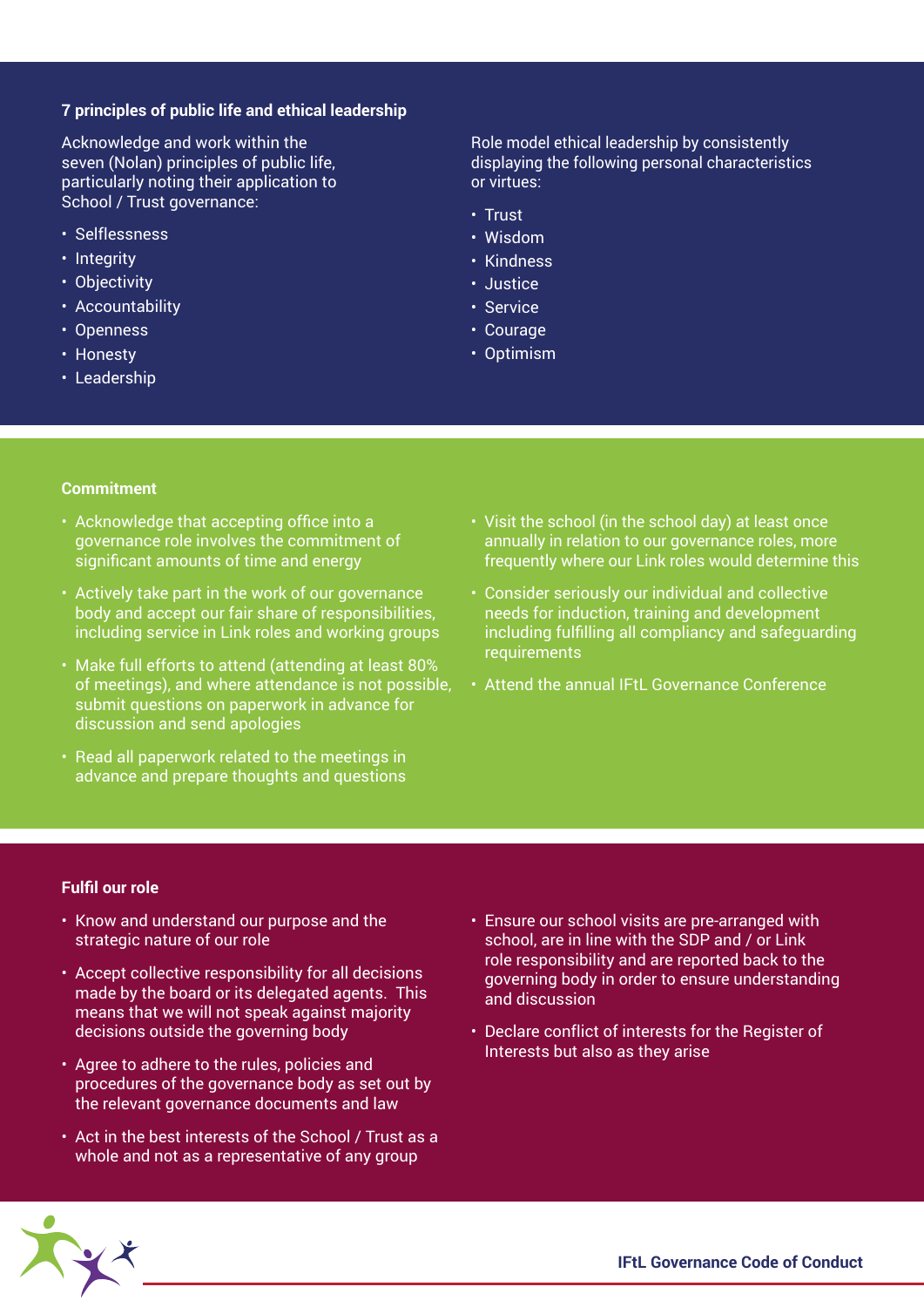## 7 principles of public life and ethical leadership

Acknowledge and work within the seven (Nolan) principles of public life, particularly noting their application to School / Trust governance:

- Selflessness
- Integrity
- Objectivity
- Accountability
- Openness
- Honesty
- Leadership

Role model ethical leadership by consistently displaying the following personal characteristics or virtues:

- Trust
- Wisdom
- Kindness
- Justice
- Service
- Courage
- Optimism

## Commitment

- Acknowledge that accepting office into a governance role involves the commitment of significant amounts of time and energy
- Actively take part in the work of our governance body and accept our fair share of responsibilities, including service in Link roles and working groups
- Make full efforts to attend (attending at least 80% of meetings), and where attendance is not possible, submit questions on paperwork in advance for discussion and send apologies
- Read all paperwork related to the meetings in advance and prepare thoughts and questions
- Visit the school (in the school day) at least once annually in relation to our governance roles, more frequently where our Link roles would determine this
- Consider seriously our individual and collective needs for induction, training and development including fulfilling all compliancy and safeguarding requirements
- Attend the annual IFtL Governance Conference

## Fulfil our role

- Know and understand our purpose and the strategic nature of our role
- Accept collective responsibility for all decisions made by the board or its delegated agents. This means that we will not speak against majority decisions outside the governing body
- Agree to adhere to the rules, policies and procedures of the governance body as set out by the relevant governance documents and law
- Act in the best interests of the School / Trust as a whole and not as a representative of any group
- Ensure our school visits are pre-arranged with school, are in line with the SDP and / or Link role responsibility and are reported back to the governing body in order to ensure understanding and discussion
- Declare conflict of interests for the Register of Interests but also as they arise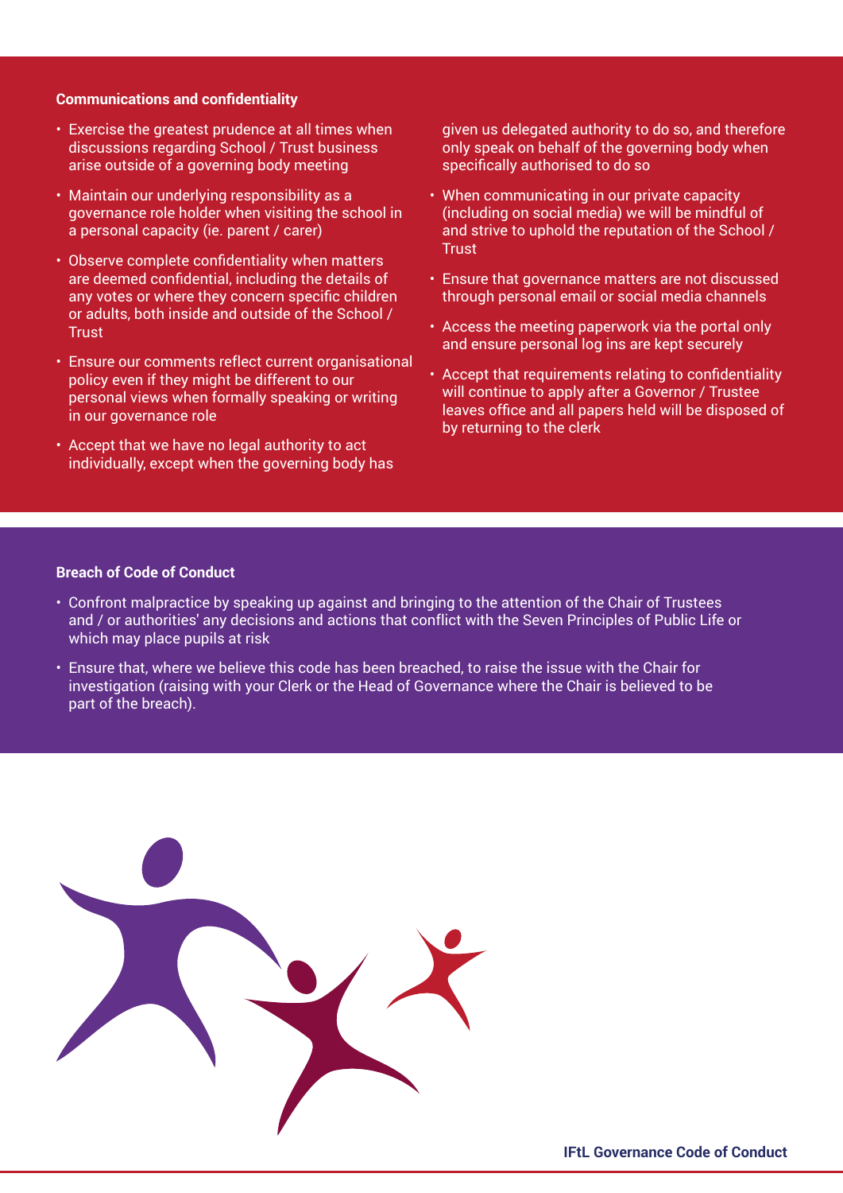### Communications and confidentiality

- Exercise the greatest prudence at all times when discussions regarding School / Trust business arise outside of a governing body meeting
- Maintain our underlying responsibility as a governance role holder when visiting the school in a personal capacity (ie. parent / carer)
- Observe complete confidentiality when matters are deemed confidential, including the details of any votes or where they concern specific children or adults, both inside and outside of the School / Trust
- Ensure our comments reflect current organisational policy even if they might be different to our personal views when formally speaking or writing in our governance role
- Accept that we have no legal authority to act individually, except when the governing body has given us delegated authority to do so, and therefore only speak on behalf of the governing body when specifically authorised to do so
- When communicating in our private capacity (including on social media) we will be mindful of and strive to uphold the reputation of the School / Trust
- Ensure that governance matters are not discussed through personal email or social media channels
- Access the meeting paperwork via the portal only and ensure personal log ins are kept securely
- Accept that requirements relating to confidentiality will continue to apply after a Governor / Trustee leaves office and all papers held will be disposed of by returning to the clerk

### Breach of Code of Conduct

- Confront malpractice by speaking up against and bringing to the attention of the Chair of Trustees and / or authorities' any decisions and actions that conflict with the Seven Principles of Public Life or which may place pupils at risk
- Ensure that, where we believe this code has been breached, to raise the issue with the Chair for investigation (raising with your Clerk or the Head of Governance where the Chair is believed to be part of the breach).